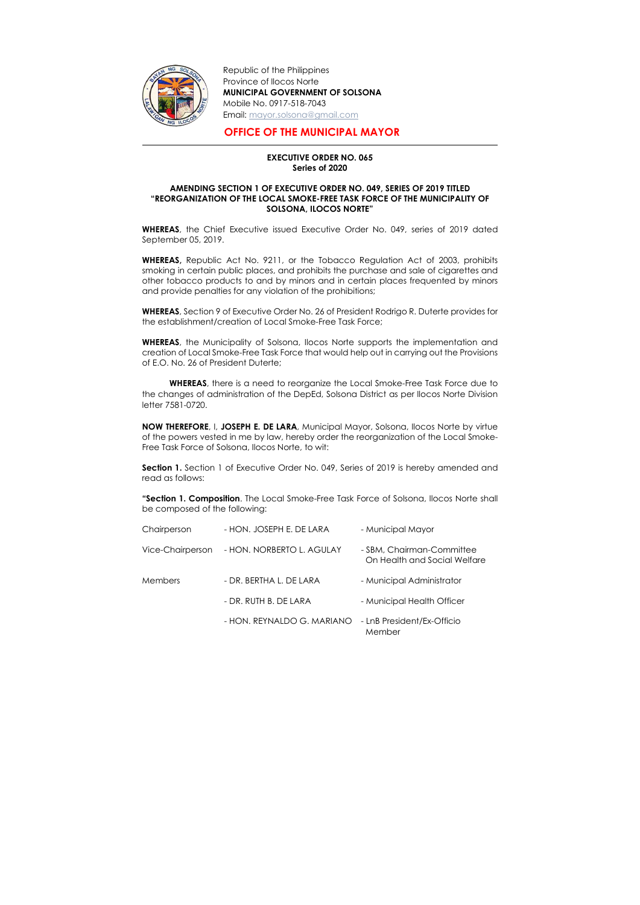Republic of the Philippines
Province of Ilocos Norte
**MUNICIPAL GOVERNMENT OF SOLSONA**
Mobile No. 0917-518-7043
Email: mayor.solsona@gmail.com

## OFFICE OF THE MUNICIPAL MAYOR

**EXECUTIVE ORDER NO. 065**
**Series of 2020**

**AMENDING SECTION 1 OF EXECUTIVE ORDER NO. 049, SERIES OF 2019 TITLED "REORGANIZATION OF THE LOCAL SMOKE-FREE TASK FORCE OF THE MUNICIPALITY OF SOLSONA, ILOCOS NORTE"**

**WHEREAS**, the Chief Executive issued Executive Order No. 049, series of 2019 dated September 05, 2019.

**WHEREAS,** Republic Act No. 9211, or the Tobacco Regulation Act of 2003, prohibits smoking in certain public places, and prohibits the purchase and sale of cigarettes and other tobacco products to and by minors and in certain places frequented by minors and provide penalties for any violation of the prohibitions;

**WHEREAS**, Section 9 of Executive Order No. 26 of President Rodrigo R. Duterte provides for the establishment/creation of Local Smoke-Free Task Force;

**WHEREAS**, the Municipality of Solsona, Ilocos Norte supports the implementation and creation of Local Smoke-Free Task Force that would help out in carrying out the Provisions of E.O. No. 26 of President Duterte;

**WHEREAS**, there is a need to reorganize the Local Smoke-Free Task Force due to the changes of administration of the DepEd, Solsona District as per Ilocos Norte Division letter 7581-0720.

**NOW THEREFORE**, I, **JOSEPH E. DE LARA**, Municipal Mayor, Solsona, Ilocos Norte by virtue of the powers vested in me by law, hereby order the reorganization of the Local Smoke-Free Task Force of Solsona, Ilocos Norte, to wit:

**Section 1.** Section 1 of Executive Order No. 049, Series of 2019 is hereby amended and read as follows:

**"Section 1. Composition**. The Local Smoke-Free Task Force of Solsona, Ilocos Norte shall be composed of the following:

| | | |
|---|---|---|
| Chairperson | - HON. JOSEPH E. DE LARA | - Municipal Mayor |
| Vice-Chairperson | - HON. NORBERTO L. AGULAY | - SBM, Chairman-Committee On Health and Social Welfare |
| Members | - DR. BERTHA L. DE LARA | - Municipal Administrator |
| | - DR. RUTH B. DE LARA | - Municipal Health Officer |
| | - HON. REYNALDO G. MARIANO | - LnB President/Ex-Officio Member |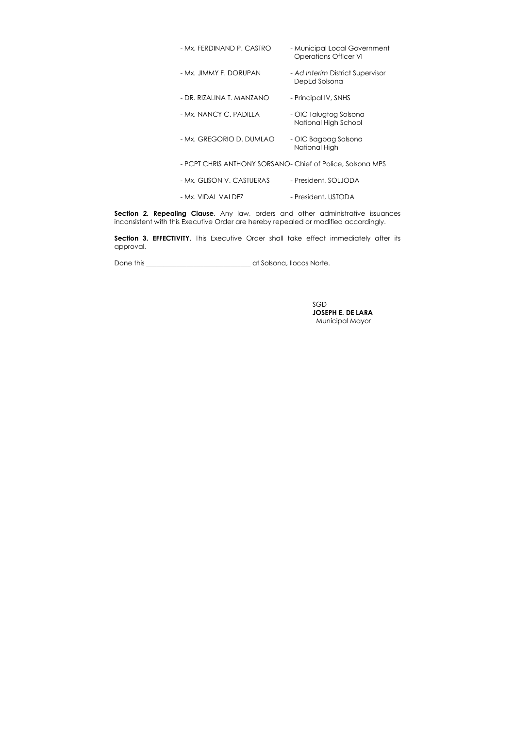- Mx. FERDINAND P. CASTRO - Municipal Local Government Operations Officer VI

- Mx. JIMMY F. DORUPAN - *Ad Interim* District Supervisor DepEd Solsona

- DR. RIZALINA T. MANZANO - Principal IV, SNHS

- Mx. NANCY C. PADILLA - OIC Talugtog Solsona National High School

- Mx. GREGORIO D. DUMLAO - OIC Bagbag Solsona National High

- PCPT CHRIS ANTHONY SORSANO- Chief of Police, Solsona MPS

- Mx. GLISON V. CASTUERAS - President, SOLJODA

- Mx. VIDAL VALDEZ - President, USTODA

**Section 2. Repealing Clause**. Any law, orders and other administrative issuances inconsistent with this Executive Order are hereby repealed or modified accordingly.

**Section 3. EFFECTIVITY**. This Executive Order shall take effect immediately after its approval.

Done this ______________________________ at Solsona, Ilocos Norte.

SGD
**JOSEPH E. DE LARA**
Municipal Mayor